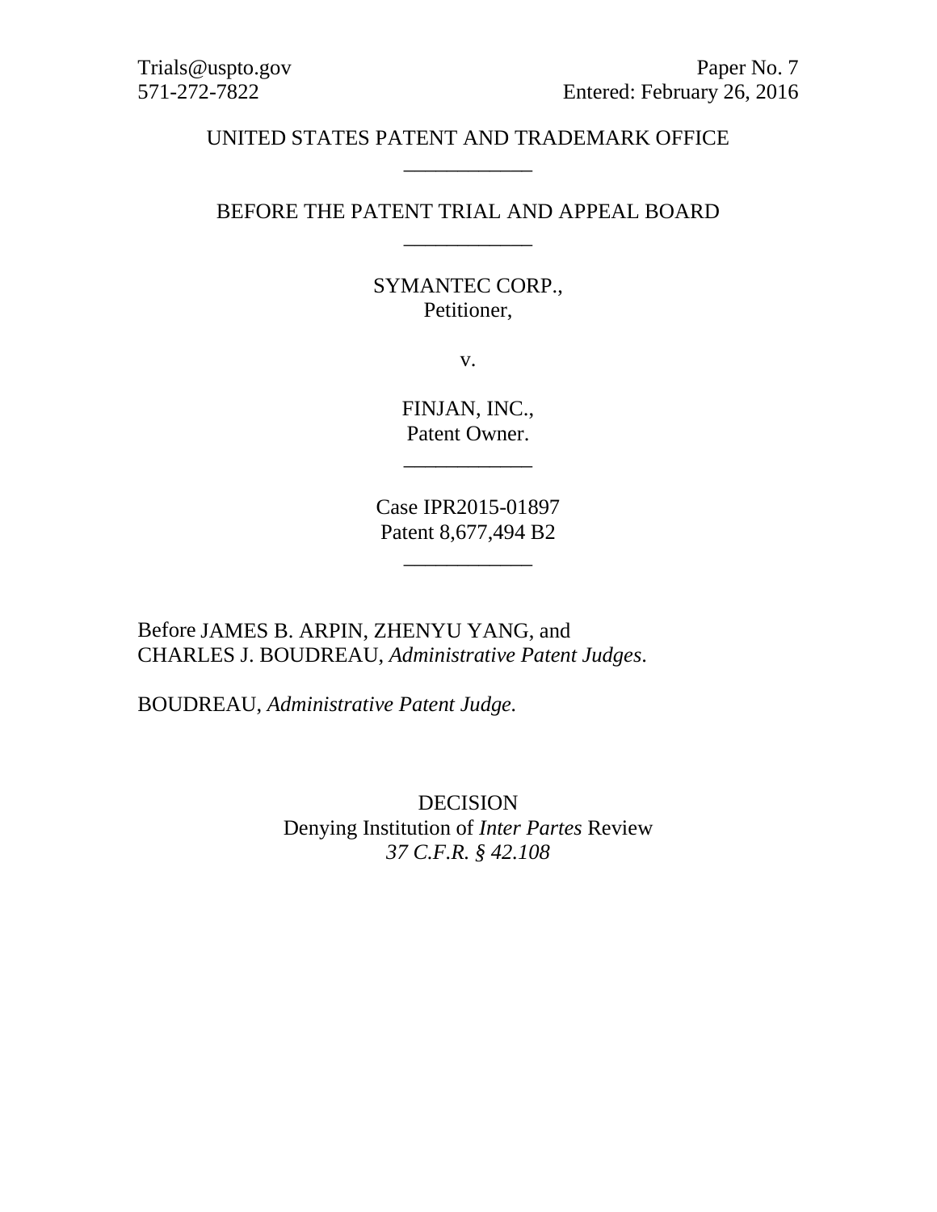Trials@uspto.gov
571-272-7822

Paper No. 7
Entered: February 26, 2016

UNITED STATES PATENT AND TRADEMARK OFFICE

---

BEFORE THE PATENT TRIAL AND APPEAL BOARD

---

SYMANTEC CORP.,
Petitioner,

v.

FINJAN, INC.,
Patent Owner.

---

Case IPR2015-01897
Patent 8,677,494 B2

---

Before JAMES B. ARPIN, ZHENYU YANG, and
CHARLES J. BOUDREAU, *Administrative Patent Judges*.

BOUDREAU, *Administrative Patent Judge*.

DECISION
Denying Institution of *Inter Partes* Review
*37 C.F.R. § 42.108*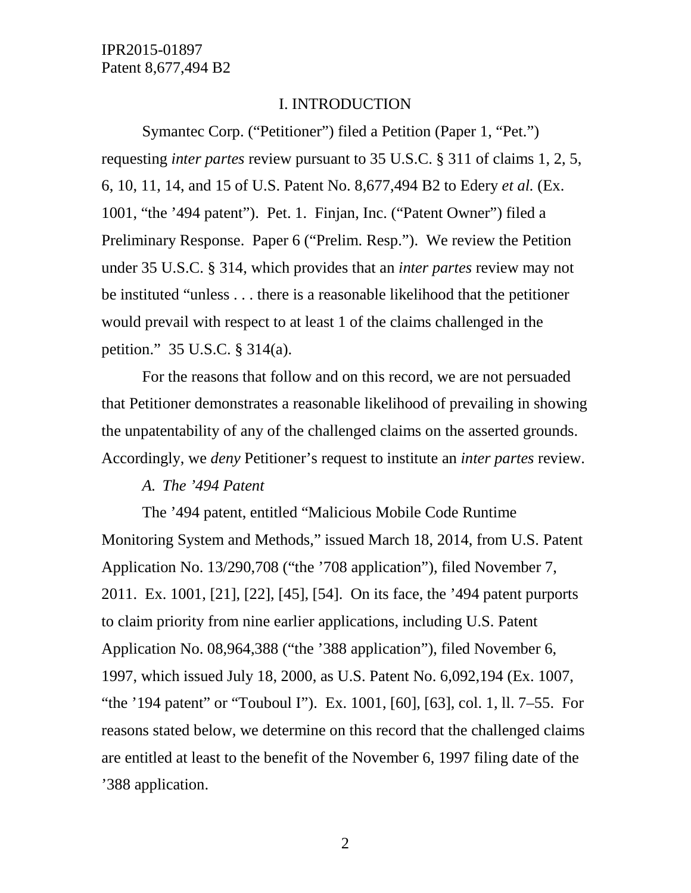# I. INTRODUCTION

Symantec Corp. ("Petitioner") filed a Petition (Paper 1, "Pet.") requesting *inter partes* review pursuant to 35 U.S.C. § 311 of claims 1, 2, 5, 6, 10, 11, 14, and 15 of U.S. Patent No. 8,677,494 B2 to Edery *et al.* (Ex. 1001, "the '494 patent"). Pet. 1. Finjan, Inc. ("Patent Owner") filed a Preliminary Response. Paper 6 ("Prelim. Resp."). We review the Petition under 35 U.S.C. § 314, which provides that an *inter partes* review may not be instituted "unless . . . there is a reasonable likelihood that the petitioner would prevail with respect to at least 1 of the claims challenged in the petition." 35 U.S.C. § 314(a).

For the reasons that follow and on this record, we are not persuaded that Petitioner demonstrates a reasonable likelihood of prevailing in showing the unpatentability of any of the challenged claims on the asserted grounds. Accordingly, we *deny* Petitioner's request to institute an *inter partes* review.

### *A. The '494 Patent*

The '494 patent, entitled "Malicious Mobile Code Runtime Monitoring System and Methods," issued March 18, 2014, from U.S. Patent Application No. 13/290,708 ("the '708 application"), filed November 7, 2011. Ex. 1001, [21], [22], [45], [54]. On its face, the '494 patent purports to claim priority from nine earlier applications, including U.S. Patent Application No. 08,964,388 ("the '388 application"), filed November 6, 1997, which issued July 18, 2000, as U.S. Patent No. 6,092,194 (Ex. 1007, "the '194 patent" or "Touboul I"). Ex. 1001, [60], [63], col. 1, ll. 7–55. For reasons stated below, we determine on this record that the challenged claims are entitled at least to the benefit of the November 6, 1997 filing date of the '388 application.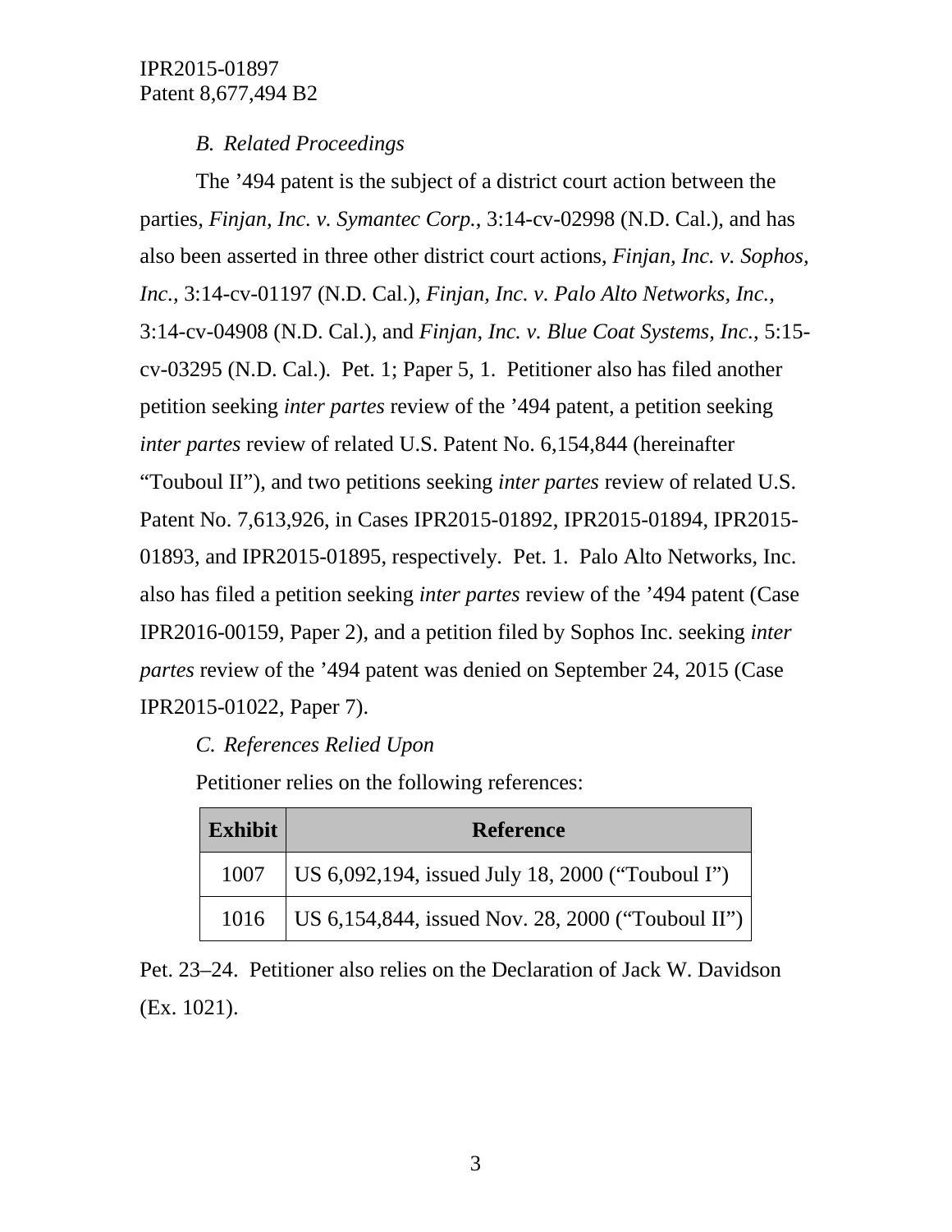### *B. Related Proceedings*

The ’494 patent is the subject of a district court action between the parties, *Finjan, Inc. v. Symantec Corp.*, 3:14-cv-02998 (N.D. Cal.), and has also been asserted in three other district court actions, *Finjan, Inc. v. Sophos, Inc.*, 3:14-cv-01197 (N.D. Cal.), *Finjan, Inc. v. Palo Alto Networks, Inc.*, 3:14-cv-04908 (N.D. Cal.), and *Finjan, Inc. v. Blue Coat Systems, Inc.*, 5:15-cv-03295 (N.D. Cal.). Pet. 1; Paper 5, 1. Petitioner also has filed another petition seeking *inter partes* review of the ’494 patent, a petition seeking *inter partes* review of related U.S. Patent No. 6,154,844 (hereinafter “Touboul II”), and two petitions seeking *inter partes* review of related U.S. Patent No. 7,613,926, in Cases IPR2015-01892, IPR2015-01894, IPR2015-01893, and IPR2015-01895, respectively. Pet. 1. Palo Alto Networks, Inc. also has filed a petition seeking *inter partes* review of the ’494 patent (Case IPR2016-00159, Paper 2), and a petition filed by Sophos Inc. seeking *inter partes* review of the ’494 patent was denied on September 24, 2015 (Case IPR2015-01022, Paper 7).

### *C. References Relied Upon*

Petitioner relies on the following references:

| Exhibit | Reference |
|---|---|
| 1007 | US 6,092,194, issued July 18, 2000 (“Touboul I”) |
| 1016 | US 6,154,844, issued Nov. 28, 2000 (“Touboul II”) |

Pet. 23–24. Petitioner also relies on the Declaration of Jack W. Davidson (Ex. 1021).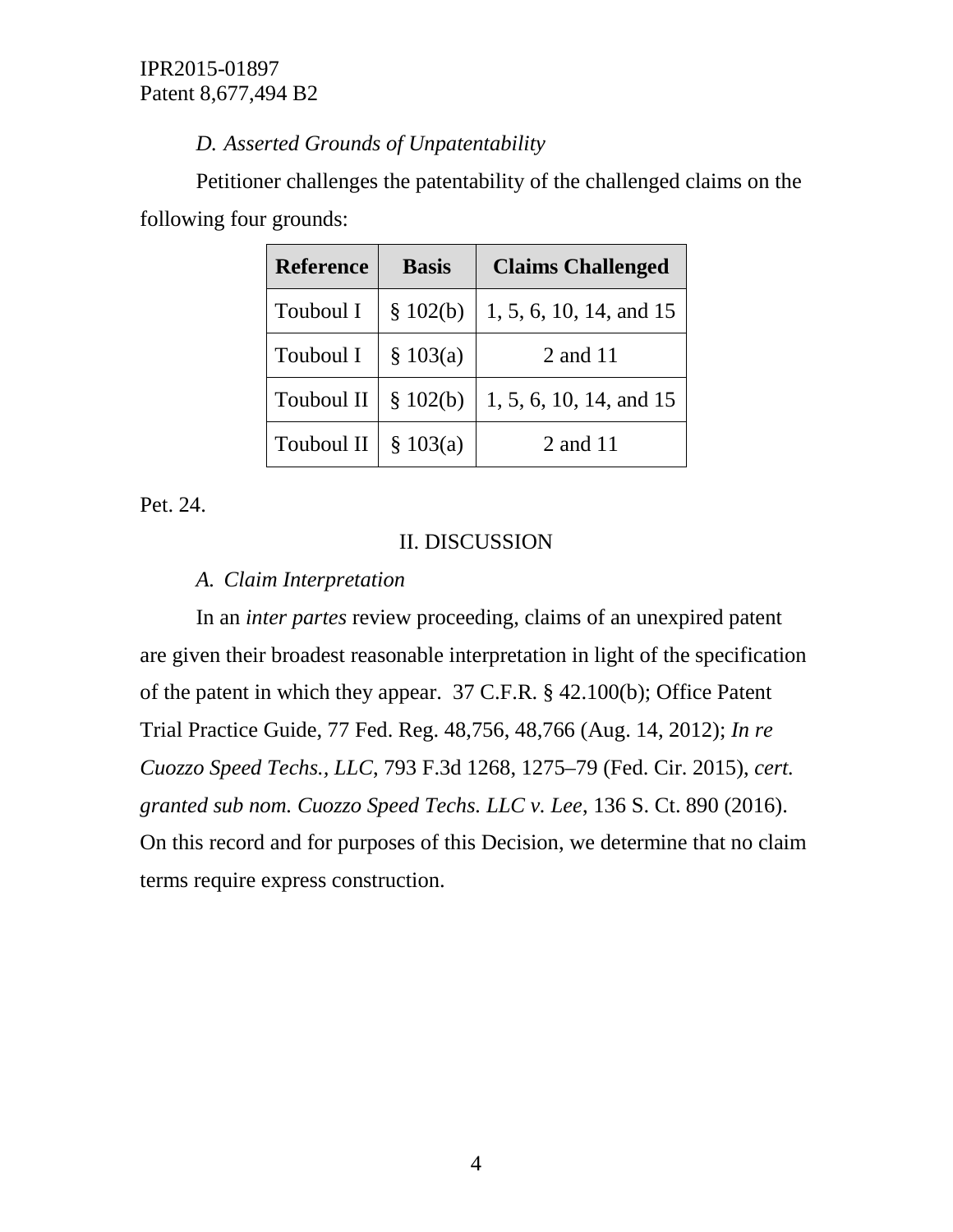### *D. Asserted Grounds of Unpatentability*

Petitioner challenges the patentability of the challenged claims on the following four grounds:

| Reference | Basis | Claims Challenged |
|---|---|---|
| Touboul I | § 102(b) | 1, 5, 6, 10, 14, and 15 |
| Touboul I | § 103(a) | 2 and 11 |
| Touboul II | § 102(b) | 1, 5, 6, 10, 14, and 15 |
| Touboul II | § 103(a) | 2 and 11 |

Pet. 24.

## II. DISCUSSION

### *A. Claim Interpretation*

In an *inter partes* review proceeding, claims of an unexpired patent are given their broadest reasonable interpretation in light of the specification of the patent in which they appear. 37 C.F.R. § 42.100(b); Office Patent Trial Practice Guide, 77 Fed. Reg. 48,756, 48,766 (Aug. 14, 2012); *In re Cuozzo Speed Techs., LLC*, 793 F.3d 1268, 1275–79 (Fed. Cir. 2015), *cert. granted sub nom. Cuozzo Speed Techs. LLC v. Lee*, 136 S. Ct. 890 (2016). On this record and for purposes of this Decision, we determine that no claim terms require express construction.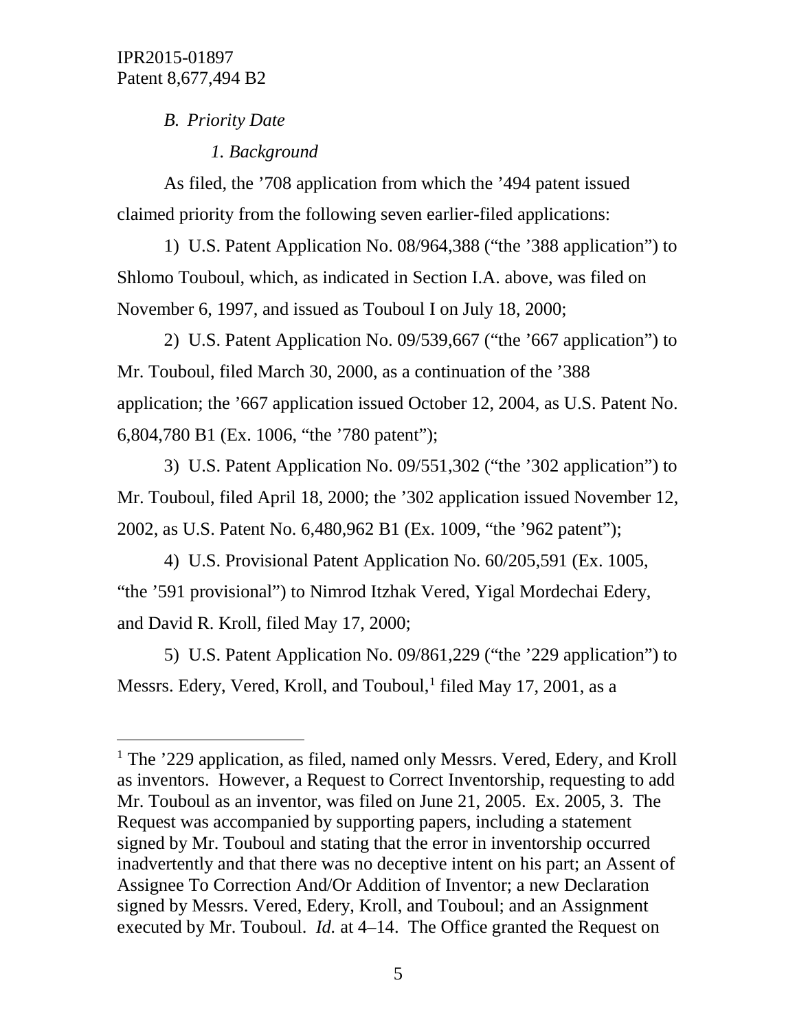*B. Priority Date*

*1. Background*

As filed, the ’708 application from which the ’494 patent issued claimed priority from the following seven earlier-filed applications:

1) U.S. Patent Application No. 08/964,388 (“the ’388 application”) to Shlomo Touboul, which, as indicated in Section I.A. above, was filed on November 6, 1997, and issued as Touboul I on July 18, 2000;

2) U.S. Patent Application No. 09/539,667 (“the ’667 application”) to Mr. Touboul, filed March 30, 2000, as a continuation of the ’388 application; the ’667 application issued October 12, 2004, as U.S. Patent No. 6,804,780 B1 (Ex. 1006, “the ’780 patent”);

3) U.S. Patent Application No. 09/551,302 (“the ’302 application”) to Mr. Touboul, filed April 18, 2000; the ’302 application issued November 12, 2002, as U.S. Patent No. 6,480,962 B1 (Ex. 1009, “the ’962 patent”);

4) U.S. Provisional Patent Application No. 60/205,591 (Ex. 1005, “the ’591 provisional”) to Nimrod Itzhak Vered, Yigal Mordechai Edery, and David R. Kroll, filed May 17, 2000;

5) U.S. Patent Application No. 09/861,229 (“the ’229 application”) to Messrs. Edery, Vered, Kroll, and Touboul,[1] filed May 17, 2001, as a

[1] The ’229 application, as filed, named only Messrs. Vered, Edery, and Kroll as inventors. However, a Request to Correct Inventorship, requesting to add Mr. Touboul as an inventor, was filed on June 21, 2005. Ex. 2005, 3. The Request was accompanied by supporting papers, including a statement signed by Mr. Touboul and stating that the error in inventorship occurred inadvertently and that there was no deceptive intent on his part; an Assent of Assignee To Correction And/Or Addition of Inventor; a new Declaration signed by Messrs. Vered, Edery, Kroll, and Touboul; and an Assignment executed by Mr. Touboul. *Id.* at 4–14. The Office granted the Request on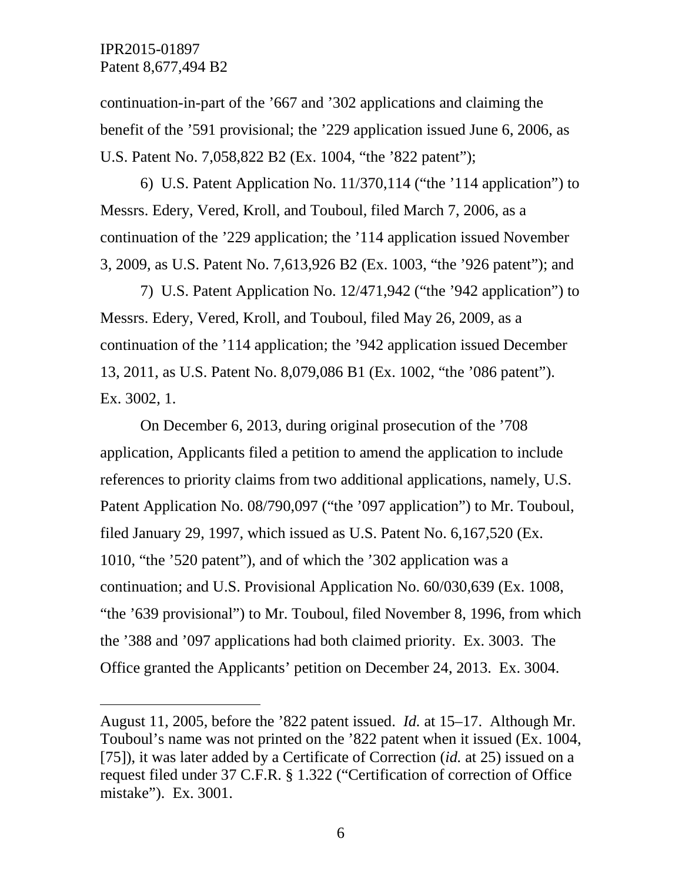continuation-in-part of the ’667 and ’302 applications and claiming the benefit of the ’591 provisional; the ’229 application issued June 6, 2006, as U.S. Patent No. 7,058,822 B2 (Ex. 1004, “the ’822 patent”);

6) U.S. Patent Application No. 11/370,114 (“the ’114 application”) to Messrs. Edery, Vered, Kroll, and Touboul, filed March 7, 2006, as a continuation of the ’229 application; the ’114 application issued November 3, 2009, as U.S. Patent No. 7,613,926 B2 (Ex. 1003, “the ’926 patent”); and

7) U.S. Patent Application No. 12/471,942 (“the ’942 application”) to Messrs. Edery, Vered, Kroll, and Touboul, filed May 26, 2009, as a continuation of the ’114 application; the ’942 application issued December 13, 2011, as U.S. Patent No. 8,079,086 B1 (Ex. 1002, “the ’086 patent”). Ex. 3002, 1.

On December 6, 2013, during original prosecution of the ’708 application, Applicants filed a petition to amend the application to include references to priority claims from two additional applications, namely, U.S. Patent Application No. 08/790,097 (“the ’097 application”) to Mr. Touboul, filed January 29, 1997, which issued as U.S. Patent No. 6,167,520 (Ex. 1010, “the ’520 patent”), and of which the ’302 application was a continuation; and U.S. Provisional Application No. 60/030,639 (Ex. 1008, “the ’639 provisional”) to Mr. Touboul, filed November 8, 1996, from which the ’388 and ’097 applications had both claimed priority. Ex. 3003. The Office granted the Applicants’ petition on December 24, 2013. Ex. 3004.

---

August 11, 2005, before the ’822 patent issued. *Id.* at 15–17. Although Mr. Touboul’s name was not printed on the ’822 patent when it issued (Ex. 1004, [75]), it was later added by a Certificate of Correction (*id.* at 25) issued on a request filed under 37 C.F.R. § 1.322 (“Certification of correction of Office mistake”). Ex. 3001.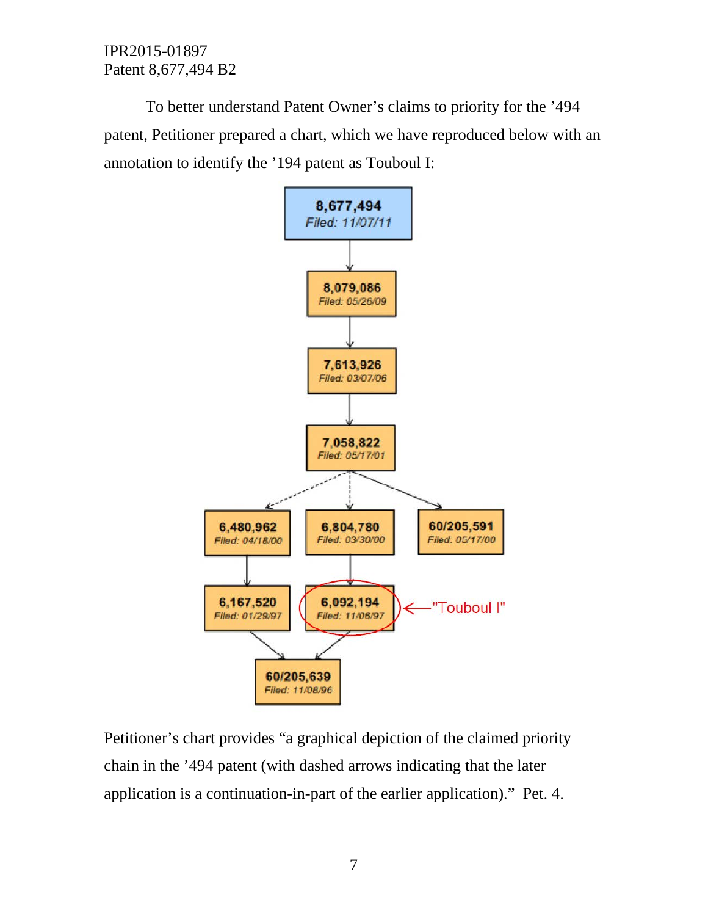To better understand Patent Owner's claims to priority for the '494 patent, Petitioner prepared a chart, which we have reproduced below with an annotation to identify the '194 patent as Touboul I:

Petitioner's chart provides "a graphical depiction of the claimed priority chain in the '494 patent (with dashed arrows indicating that the later application is a continuation-in-part of the earlier application)." Pet. 4.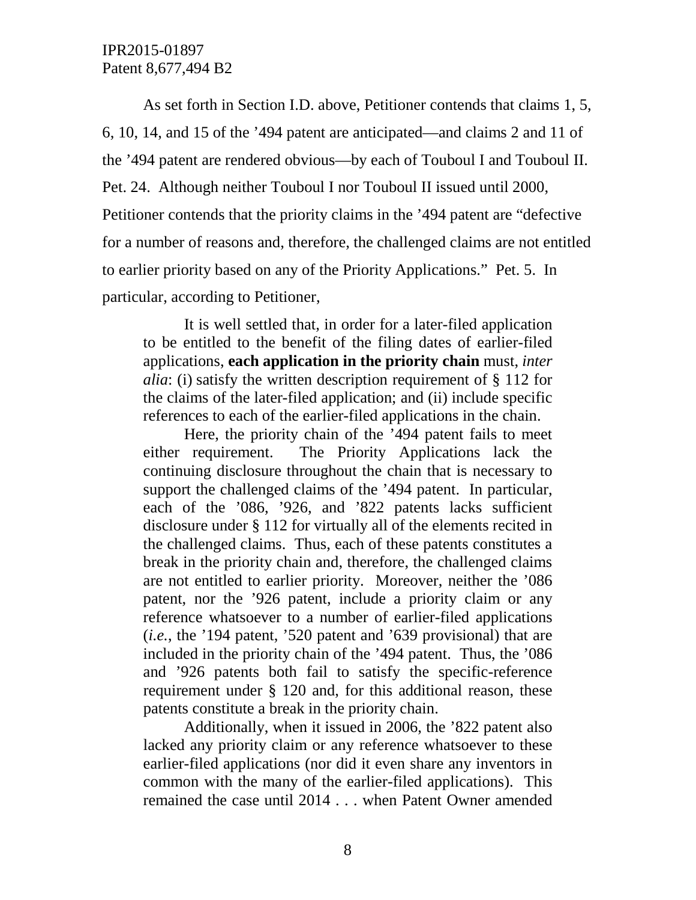As set forth in Section I.D. above, Petitioner contends that claims 1, 5, 6, 10, 14, and 15 of the '494 patent are anticipated—and claims 2 and 11 of the '494 patent are rendered obvious—by each of Touboul I and Touboul II. Pet. 24. Although neither Touboul I nor Touboul II issued until 2000, Petitioner contends that the priority claims in the '494 patent are "defective for a number of reasons and, therefore, the challenged claims are not entitled to earlier priority based on any of the Priority Applications." Pet. 5. In particular, according to Petitioner,

> It is well settled that, in order for a later-filed application to be entitled to the benefit of the filing dates of earlier-filed applications, **each application in the priority chain** must, *inter alia*: (i) satisfy the written description requirement of § 112 for the claims of the later-filed application; and (ii) include specific references to each of the earlier-filed applications in the chain.
>
> Here, the priority chain of the '494 patent fails to meet either requirement. The Priority Applications lack the continuing disclosure throughout the chain that is necessary to support the challenged claims of the '494 patent. In particular, each of the '086, '926, and '822 patents lacks sufficient disclosure under § 112 for virtually all of the elements recited in the challenged claims. Thus, each of these patents constitutes a break in the priority chain and, therefore, the challenged claims are not entitled to earlier priority. Moreover, neither the '086 patent, nor the '926 patent, include a priority claim or any reference whatsoever to a number of earlier-filed applications (*i.e.*, the '194 patent, '520 patent and '639 provisional) that are included in the priority chain of the '494 patent. Thus, the '086 and '926 patents both fail to satisfy the specific-reference requirement under § 120 and, for this additional reason, these patents constitute a break in the priority chain.
>
> Additionally, when it issued in 2006, the '822 patent also lacked any priority claim or any reference whatsoever to these earlier-filed applications (nor did it even share any inventors in common with the many of the earlier-filed applications). This remained the case until 2014 . . . when Patent Owner amended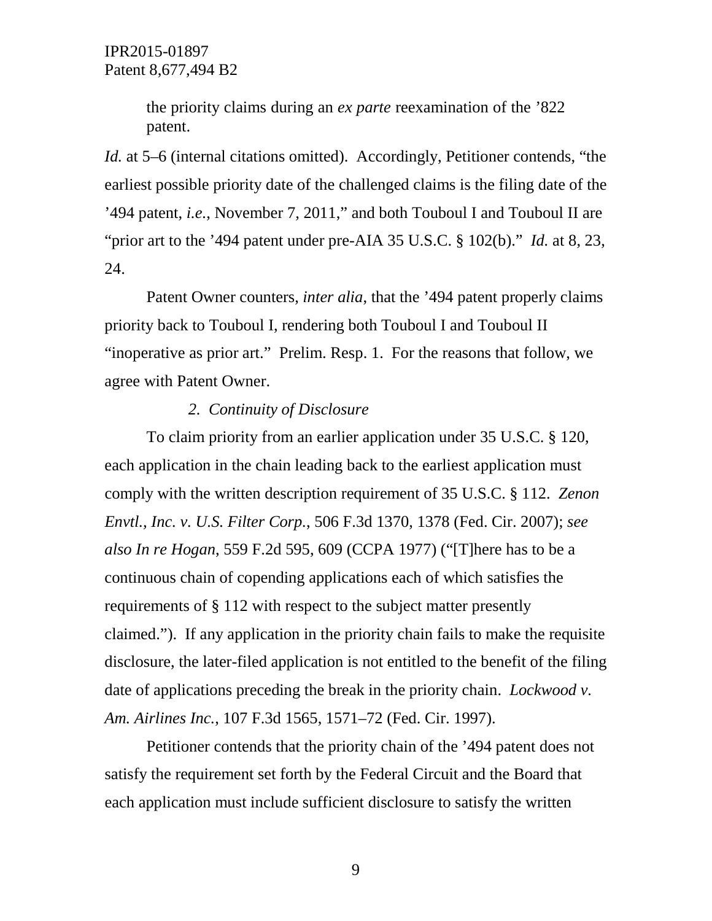the priority claims during an *ex parte* reexamination of the ’822 patent.

*Id.* at 5–6 (internal citations omitted). Accordingly, Petitioner contends, “the earliest possible priority date of the challenged claims is the filing date of the ’494 patent, *i.e.*, November 7, 2011,” and both Touboul I and Touboul II are “prior art to the ’494 patent under pre-AIA 35 U.S.C. § 102(b).” *Id.* at 8, 23, 24.

Patent Owner counters, *inter alia*, that the ’494 patent properly claims priority back to Touboul I, rendering both Touboul I and Touboul II “inoperative as prior art.” Prelim. Resp. 1. For the reasons that follow, we agree with Patent Owner.

*2. Continuity of Disclosure*

To claim priority from an earlier application under 35 U.S.C. § 120, each application in the chain leading back to the earliest application must comply with the written description requirement of 35 U.S.C. § 112. *Zenon Envtl., Inc. v. U.S. Filter Corp.*, 506 F.3d 1370, 1378 (Fed. Cir. 2007); *see also In re Hogan*, 559 F.2d 595, 609 (CCPA 1977) (“[T]here has to be a continuous chain of copending applications each of which satisfies the requirements of § 112 with respect to the subject matter presently claimed.”). If any application in the priority chain fails to make the requisite disclosure, the later-filed application is not entitled to the benefit of the filing date of applications preceding the break in the priority chain. *Lockwood v. Am. Airlines Inc.*, 107 F.3d 1565, 1571–72 (Fed. Cir. 1997).

Petitioner contends that the priority chain of the ’494 patent does not satisfy the requirement set forth by the Federal Circuit and the Board that each application must include sufficient disclosure to satisfy the written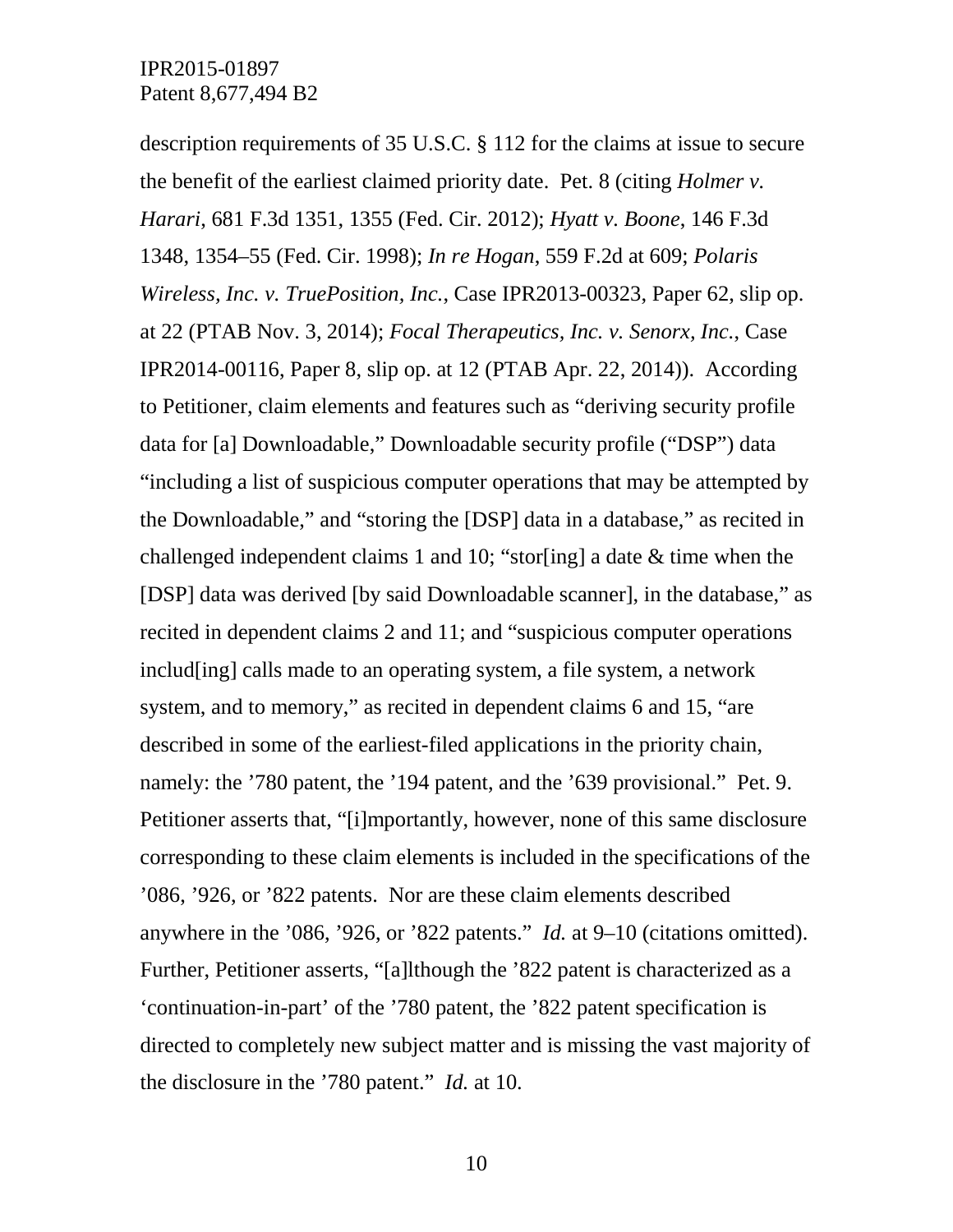description requirements of 35 U.S.C. § 112 for the claims at issue to secure the benefit of the earliest claimed priority date. Pet. 8 (citing *Holmer v. Harari*, 681 F.3d 1351, 1355 (Fed. Cir. 2012); *Hyatt v. Boone*, 146 F.3d 1348, 1354–55 (Fed. Cir. 1998); *In re Hogan*, 559 F.2d at 609; *Polaris Wireless, Inc. v. TruePosition, Inc.*, Case IPR2013-00323, Paper 62, slip op. at 22 (PTAB Nov. 3, 2014); *Focal Therapeutics, Inc. v. Senorx, Inc.*, Case IPR2014-00116, Paper 8, slip op. at 12 (PTAB Apr. 22, 2014)). According to Petitioner, claim elements and features such as "deriving security profile data for [a] Downloadable," Downloadable security profile ("DSP") data "including a list of suspicious computer operations that may be attempted by the Downloadable," and "storing the [DSP] data in a database," as recited in challenged independent claims 1 and 10; "stor[ing] a date & time when the [DSP] data was derived [by said Downloadable scanner], in the database," as recited in dependent claims 2 and 11; and "suspicious computer operations includ[ing] calls made to an operating system, a file system, a network system, and to memory," as recited in dependent claims 6 and 15, "are described in some of the earliest-filed applications in the priority chain, namely: the '780 patent, the '194 patent, and the '639 provisional." Pet. 9. Petitioner asserts that, "[i]mportantly, however, none of this same disclosure corresponding to these claim elements is included in the specifications of the '086, '926, or '822 patents. Nor are these claim elements described anywhere in the '086, '926, or '822 patents." *Id.* at 9–10 (citations omitted). Further, Petitioner asserts, "[a]lthough the '822 patent is characterized as a 'continuation-in-part' of the '780 patent, the '822 patent specification is directed to completely new subject matter and is missing the vast majority of the disclosure in the '780 patent." *Id.* at 10.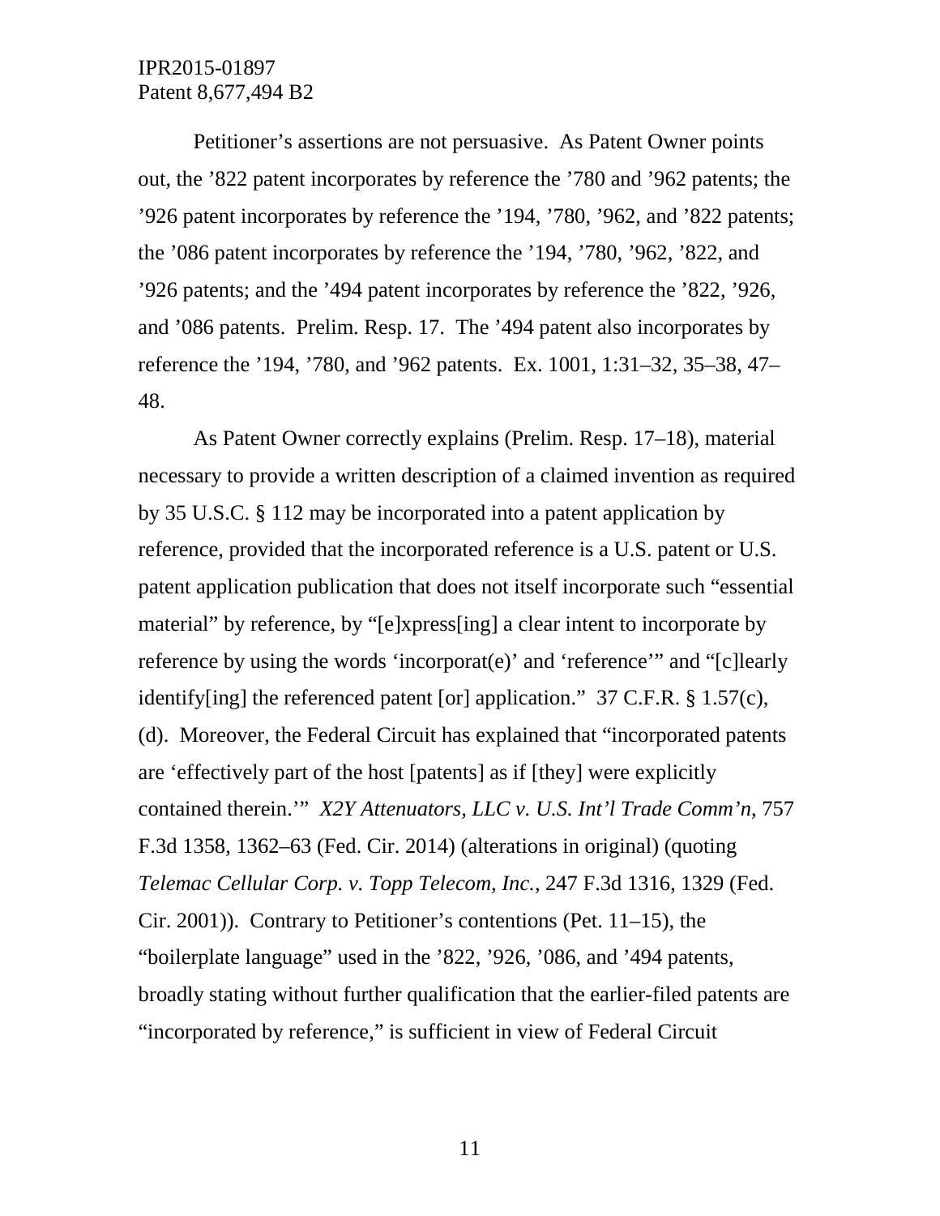Petitioner's assertions are not persuasive. As Patent Owner points out, the '822 patent incorporates by reference the '780 and '962 patents; the '926 patent incorporates by reference the '194, '780, '962, and '822 patents; the '086 patent incorporates by reference the '194, '780, '962, '822, and '926 patents; and the '494 patent incorporates by reference the '822, '926, and '086 patents. Prelim. Resp. 17. The '494 patent also incorporates by reference the '194, '780, and '962 patents. Ex. 1001, 1:31–32, 35–38, 47–48.

As Patent Owner correctly explains (Prelim. Resp. 17–18), material necessary to provide a written description of a claimed invention as required by 35 U.S.C. § 112 may be incorporated into a patent application by reference, provided that the incorporated reference is a U.S. patent or U.S. patent application publication that does not itself incorporate such "essential material" by reference, by "[e]xpress[ing] a clear intent to incorporate by reference by using the words 'incorporat(e)' and 'reference'" and "[c]learly identify[ing] the referenced patent [or] application." 37 C.F.R. § 1.57(c), (d). Moreover, the Federal Circuit has explained that "incorporated patents are 'effectively part of the host [patents] as if [they] were explicitly contained therein.'" *X2Y Attenuators, LLC v. U.S. Int'l Trade Comm'n*, 757 F.3d 1358, 1362–63 (Fed. Cir. 2014) (alterations in original) (quoting *Telemac Cellular Corp. v. Topp Telecom, Inc.*, 247 F.3d 1316, 1329 (Fed. Cir. 2001)). Contrary to Petitioner's contentions (Pet. 11–15), the "boilerplate language" used in the '822, '926, '086, and '494 patents, broadly stating without further qualification that the earlier-filed patents are "incorporated by reference," is sufficient in view of Federal Circuit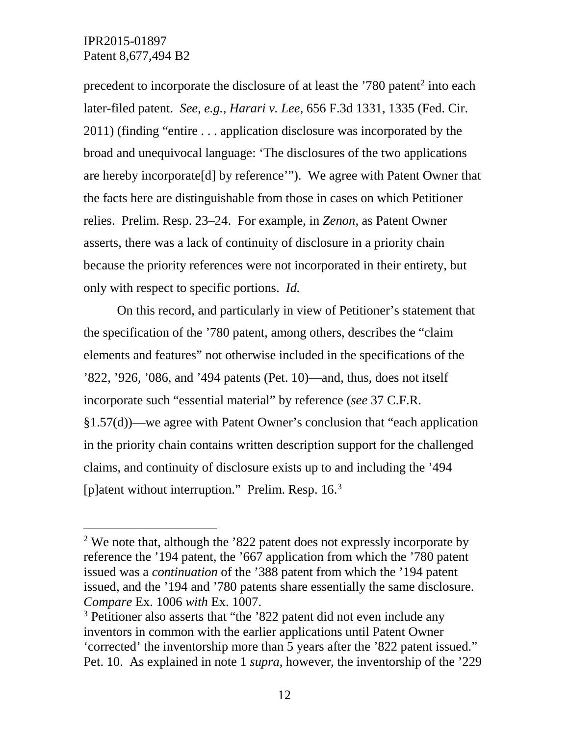precedent to incorporate the disclosure of at least the ’780 patent[2] into each later-filed patent. *See, e.g.*, *Harari v. Lee*, 656 F.3d 1331, 1335 (Fed. Cir. 2011) (finding “entire . . . application disclosure was incorporated by the broad and unequivocal language: ‘The disclosures of the two applications are hereby incorporate[d] by reference’”). We agree with Patent Owner that the facts here are distinguishable from those in cases on which Petitioner relies. Prelim. Resp. 23–24. For example, in *Zenon*, as Patent Owner asserts, there was a lack of continuity of disclosure in a priority chain because the priority references were not incorporated in their entirety, but only with respect to specific portions. *Id.*

On this record, and particularly in view of Petitioner’s statement that the specification of the ’780 patent, among others, describes the “claim elements and features” not otherwise included in the specifications of the ’822, ’926, ’086, and ’494 patents (Pet. 10)—and, thus, does not itself incorporate such “essential material” by reference (*see* 37 C.F.R. §1.57(d))—we agree with Patent Owner’s conclusion that “each application in the priority chain contains written description support for the challenged claims, and continuity of disclosure exists up to and including the ’494 [p]atent without interruption.” Prelim. Resp. 16.[3]

---

[2] We note that, although the ’822 patent does not expressly incorporate by reference the ’194 patent, the ’667 application from which the ’780 patent issued was a *continuation* of the ’388 patent from which the ’194 patent issued, and the ’194 and ’780 patents share essentially the same disclosure. *Compare* Ex. 1006 *with* Ex. 1007.

[3] Petitioner also asserts that “the ’822 patent did not even include any inventors in common with the earlier applications until Patent Owner ‘corrected’ the inventorship more than 5 years after the ’822 patent issued.” Pet. 10. As explained in note 1 *supra*, however, the inventorship of the ’229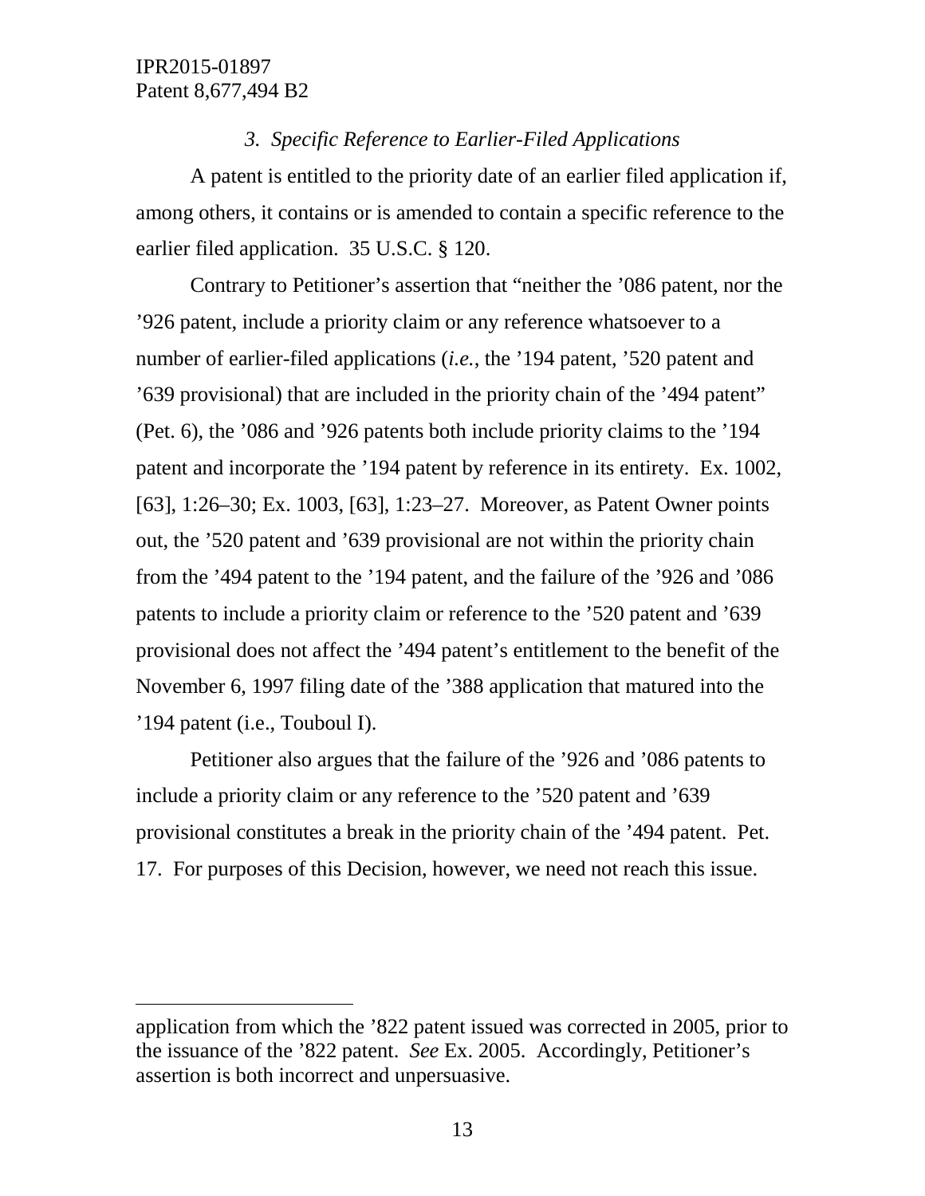### *3. Specific Reference to Earlier-Filed Applications*

A patent is entitled to the priority date of an earlier filed application if, among others, it contains or is amended to contain a specific reference to the earlier filed application. 35 U.S.C. § 120.

Contrary to Petitioner's assertion that "neither the '086 patent, nor the '926 patent, include a priority claim or any reference whatsoever to a number of earlier-filed applications (*i.e.*, the '194 patent, '520 patent and '639 provisional) that are included in the priority chain of the '494 patent" (Pet. 6), the '086 and '926 patents both include priority claims to the '194 patent and incorporate the '194 patent by reference in its entirety. Ex. 1002, [63], 1:26–30; Ex. 1003, [63], 1:23–27. Moreover, as Patent Owner points out, the '520 patent and '639 provisional are not within the priority chain from the '494 patent to the '194 patent, and the failure of the '926 and '086 patents to include a priority claim or reference to the '520 patent and '639 provisional does not affect the '494 patent's entitlement to the benefit of the November 6, 1997 filing date of the '388 application that matured into the '194 patent (i.e., Touboul I).

Petitioner also argues that the failure of the '926 and '086 patents to include a priority claim or any reference to the '520 patent and '639 provisional constitutes a break in the priority chain of the '494 patent. Pet. 17. For purposes of this Decision, however, we need not reach this issue.

---

application from which the '822 patent issued was corrected in 2005, prior to the issuance of the '822 patent. *See* Ex. 2005. Accordingly, Petitioner's assertion is both incorrect and unpersuasive.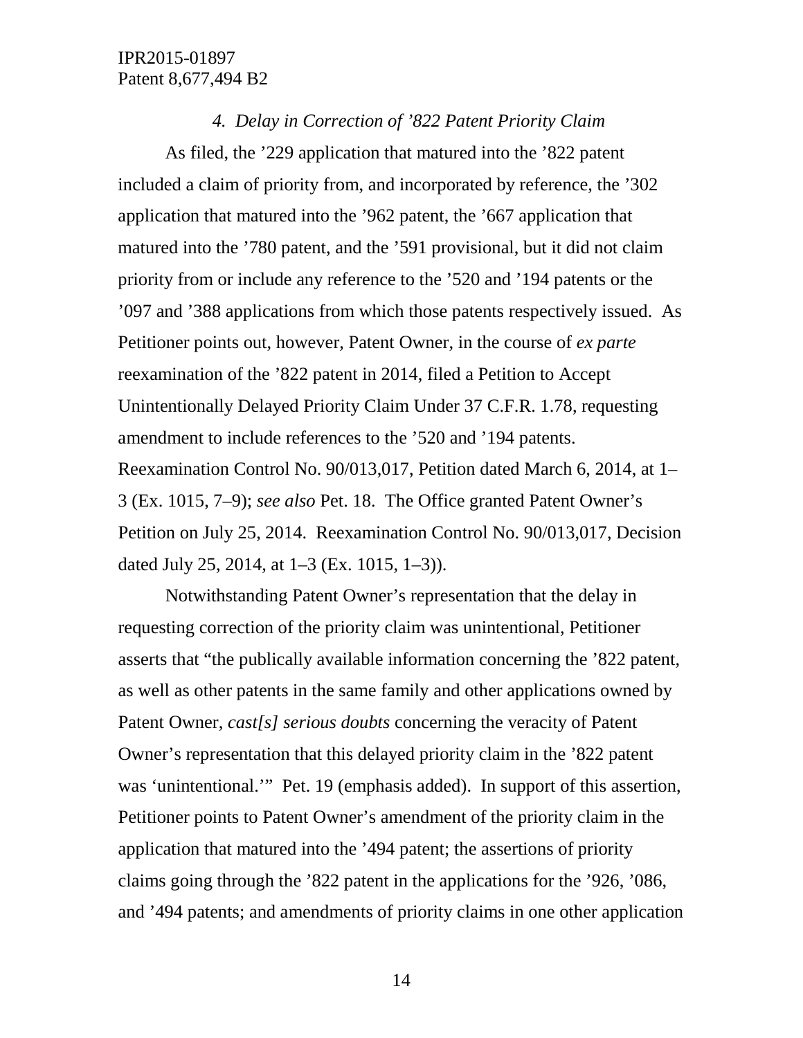*4. Delay in Correction of ’822 Patent Priority Claim*

As filed, the ’229 application that matured into the ’822 patent included a claim of priority from, and incorporated by reference, the ’302 application that matured into the ’962 patent, the ’667 application that matured into the ’780 patent, and the ’591 provisional, but it did not claim priority from or include any reference to the ’520 and ’194 patents or the ’097 and ’388 applications from which those patents respectively issued. As Petitioner points out, however, Patent Owner, in the course of *ex parte* reexamination of the ’822 patent in 2014, filed a Petition to Accept Unintentionally Delayed Priority Claim Under 37 C.F.R. 1.78, requesting amendment to include references to the ’520 and ’194 patents. Reexamination Control No. 90/013,017, Petition dated March 6, 2014, at 1–3 (Ex. 1015, 7–9); *see also* Pet. 18. The Office granted Patent Owner’s Petition on July 25, 2014. Reexamination Control No. 90/013,017, Decision dated July 25, 2014, at 1–3 (Ex. 1015, 1–3)).

Notwithstanding Patent Owner’s representation that the delay in requesting correction of the priority claim was unintentional, Petitioner asserts that “the publically available information concerning the ’822 patent, as well as other patents in the same family and other applications owned by Patent Owner, *cast[s] serious doubts* concerning the veracity of Patent Owner’s representation that this delayed priority claim in the ’822 patent was ‘unintentional.’” Pet. 19 (emphasis added). In support of this assertion, Petitioner points to Patent Owner’s amendment of the priority claim in the application that matured into the ’494 patent; the assertions of priority claims going through the ’822 patent in the applications for the ’926, ’086, and ’494 patents; and amendments of priority claims in one other application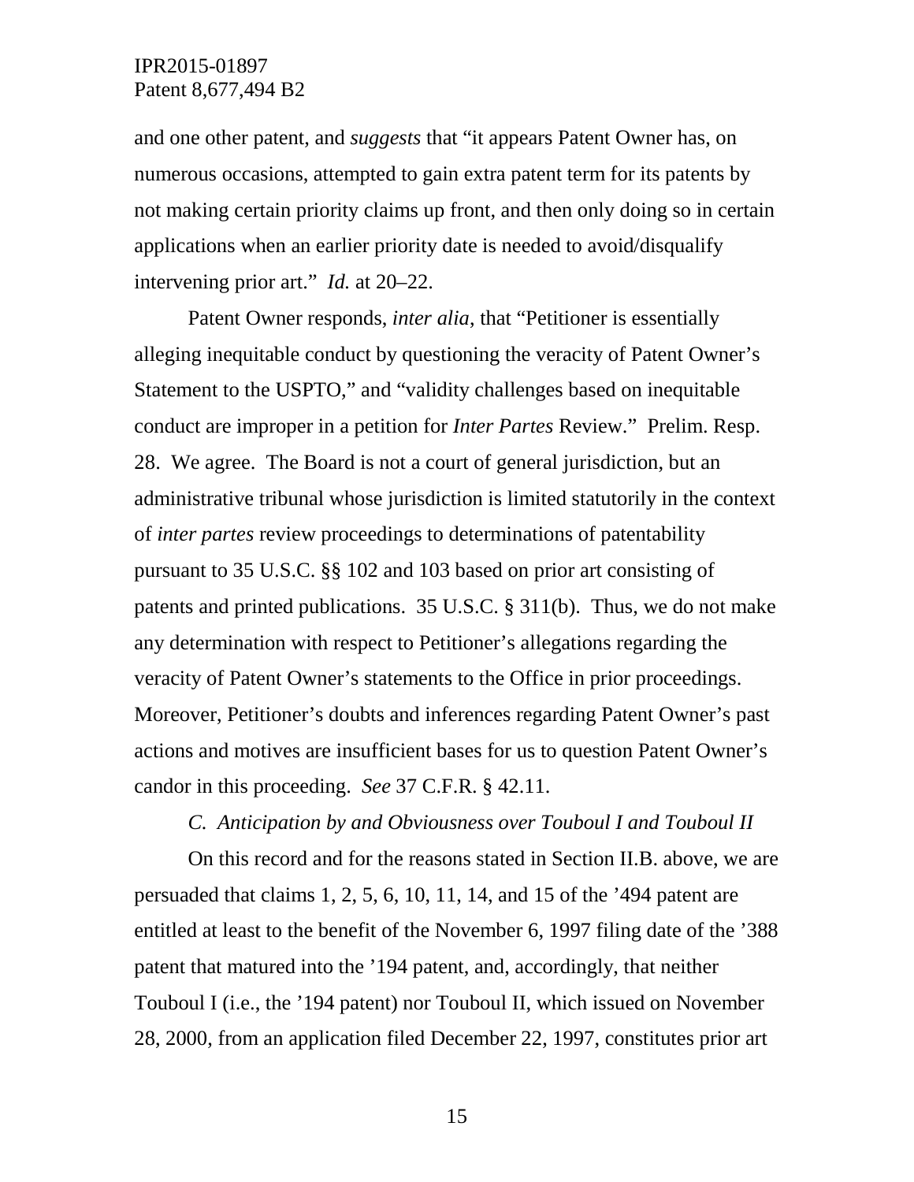and one other patent, and *suggests* that "it appears Patent Owner has, on numerous occasions, attempted to gain extra patent term for its patents by not making certain priority claims up front, and then only doing so in certain applications when an earlier priority date is needed to avoid/disqualify intervening prior art." *Id.* at 20–22.

Patent Owner responds, *inter alia*, that "Petitioner is essentially alleging inequitable conduct by questioning the veracity of Patent Owner's Statement to the USPTO," and "validity challenges based on inequitable conduct are improper in a petition for *Inter Partes* Review." Prelim. Resp. 28. We agree. The Board is not a court of general jurisdiction, but an administrative tribunal whose jurisdiction is limited statutorily in the context of *inter partes* review proceedings to determinations of patentability pursuant to 35 U.S.C. §§ 102 and 103 based on prior art consisting of patents and printed publications. 35 U.S.C. § 311(b). Thus, we do not make any determination with respect to Petitioner's allegations regarding the veracity of Patent Owner's statements to the Office in prior proceedings. Moreover, Petitioner's doubts and inferences regarding Patent Owner's past actions and motives are insufficient bases for us to question Patent Owner's candor in this proceeding. *See* 37 C.F.R. § 42.11.

### *C. Anticipation by and Obviousness over Touboul I and Touboul II*

On this record and for the reasons stated in Section II.B. above, we are persuaded that claims 1, 2, 5, 6, 10, 11, 14, and 15 of the '494 patent are entitled at least to the benefit of the November 6, 1997 filing date of the '388 patent that matured into the '194 patent, and, accordingly, that neither Touboul I (i.e., the '194 patent) nor Touboul II, which issued on November 28, 2000, from an application filed December 22, 1997, constitutes prior art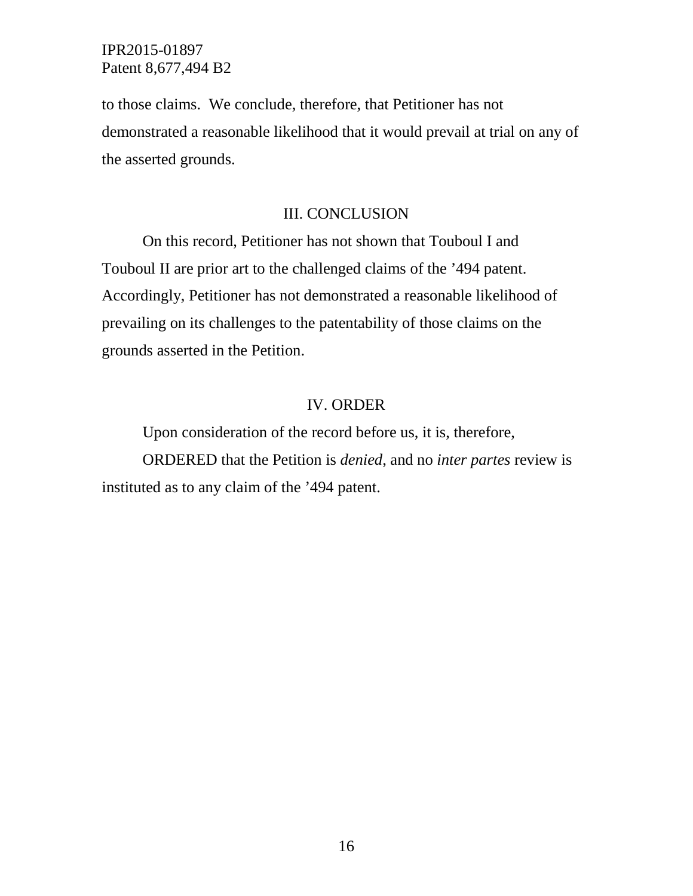to those claims. We conclude, therefore, that Petitioner has not demonstrated a reasonable likelihood that it would prevail at trial on any of the asserted grounds.

## III. CONCLUSION

On this record, Petitioner has not shown that Touboul I and Touboul II are prior art to the challenged claims of the '494 patent. Accordingly, Petitioner has not demonstrated a reasonable likelihood of prevailing on its challenges to the patentability of those claims on the grounds asserted in the Petition.

## IV. ORDER

Upon consideration of the record before us, it is, therefore,

ORDERED that the Petition is *denied*, and no *inter partes* review is instituted as to any claim of the '494 patent.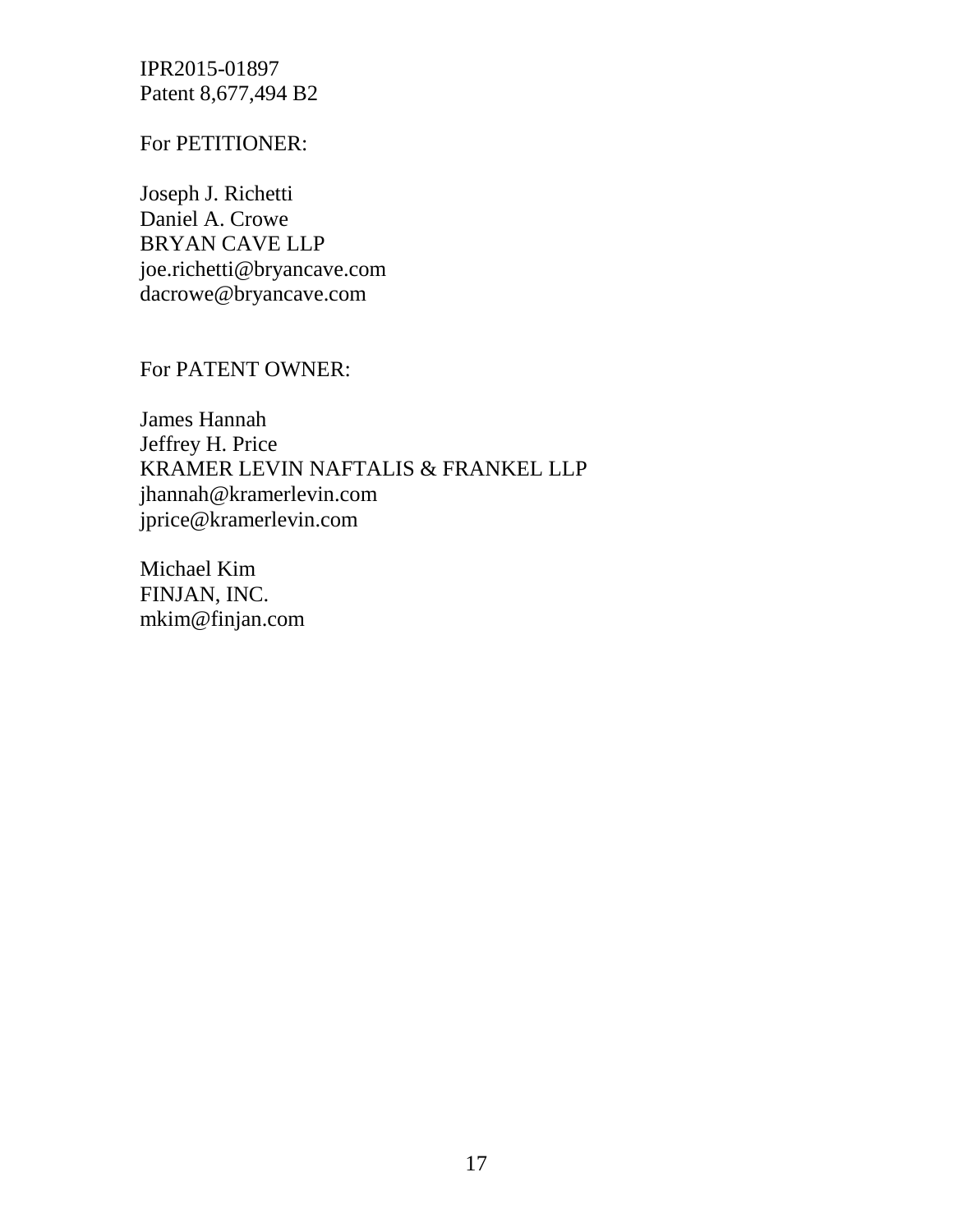IPR2015-01897
Patent 8,677,494 B2

For PETITIONER:

Joseph J. Richetti
Daniel A. Crowe
BRYAN CAVE LLP
joe.richetti@bryancave.com
dacrowe@bryancave.com

For PATENT OWNER:

James Hannah
Jeffrey H. Price
KRAMER LEVIN NAFTALIS & FRANKEL LLP
jhannah@kramerlevin.com
jprice@kramerlevin.com

Michael Kim
FINJAN, INC.
mkim@finjan.com